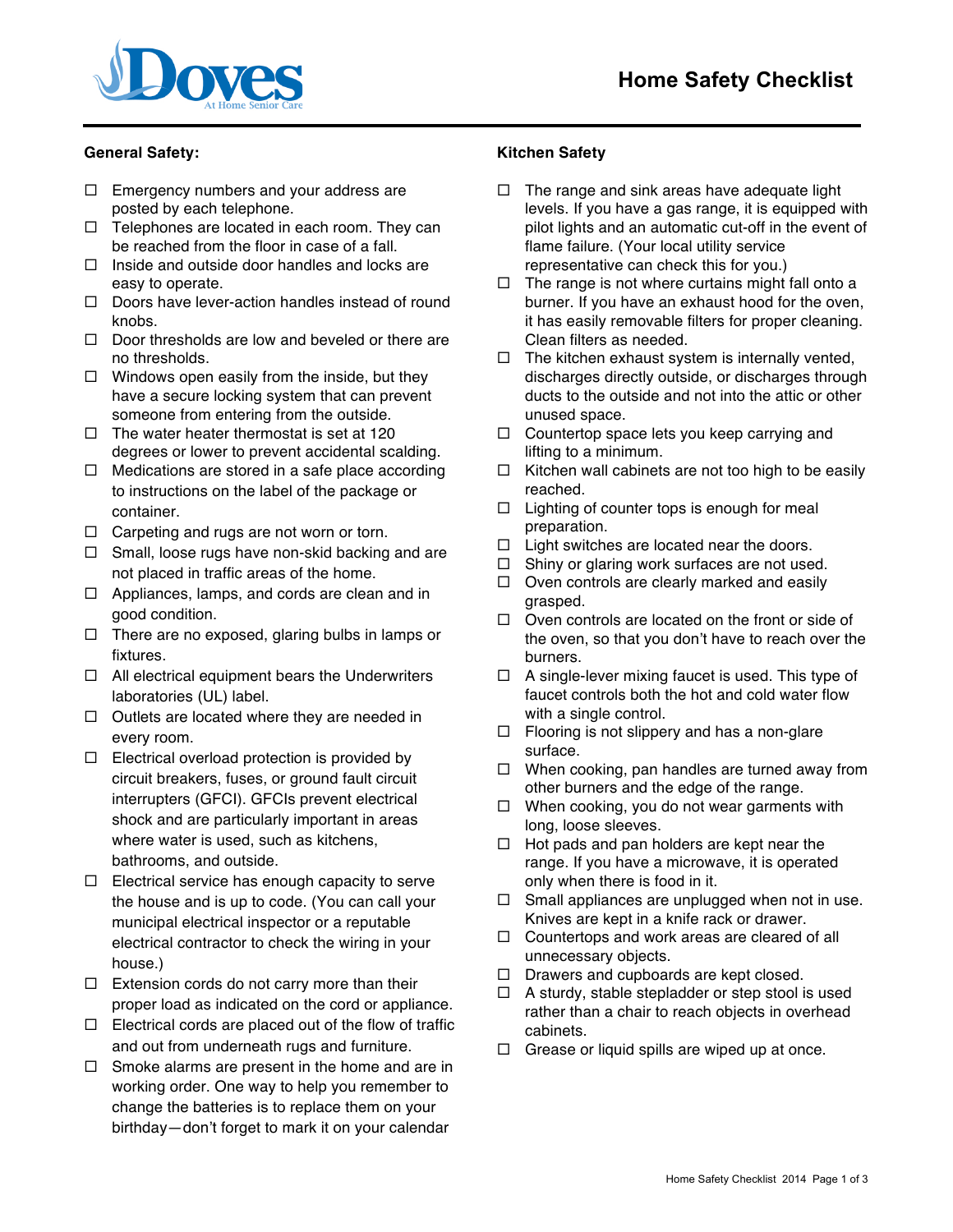# Home Safety Checklist

## General Safety:

- ☐ Emergency numbers and your address are posted by each telephone.
- ☐ Telephones are located in each room. They can be reached from the floor in case of a fall.
- ☐ Inside and outside door handles and locks are easy to operate.
- ☐ Doors have lever-action handles instead of round knobs.
- ☐ Door thresholds are low and beveled or there are no thresholds.
- ☐ Windows open easily from the inside, but they have a secure locking system that can prevent someone from entering from the outside.
- ☐ The water heater thermostat is set at 120 degrees or lower to prevent accidental scalding.
- ☐ Medications are stored in a safe place according to instructions on the label of the package or container.
- ☐ Carpeting and rugs are not worn or torn.
- ☐ Small, loose rugs have non-skid backing and are not placed in traffic areas of the home.
- ☐ Appliances, lamps, and cords are clean and in good condition.
- ☐ There are no exposed, glaring bulbs in lamps or fixtures.
- ☐ All electrical equipment bears the Underwriters laboratories (UL) label.
- ☐ Outlets are located where they are needed in every room.
- ☐ Electrical overload protection is provided by circuit breakers, fuses, or ground fault circuit interrupters (GFCI). GFCIs prevent electrical shock and are particularly important in areas where water is used, such as kitchens, bathrooms, and outside.
- ☐ Electrical service has enough capacity to serve the house and is up to code. (You can call your municipal electrical inspector or a reputable electrical contractor to check the wiring in your house.)
- ☐ Extension cords do not carry more than their proper load as indicated on the cord or appliance.
- ☐ Electrical cords are placed out of the flow of traffic and out from underneath rugs and furniture.
- ☐ Smoke alarms are present in the home and are in working order. One way to help you remember to change the batteries is to replace them on your birthday—don't forget to mark it on your calendar

## Kitchen Safety

- ☐ The range and sink areas have adequate light levels. If you have a gas range, it is equipped with pilot lights and an automatic cut-off in the event of flame failure. (Your local utility service representative can check this for you.)
- ☐ The range is not where curtains might fall onto a burner. If you have an exhaust hood for the oven, it has easily removable filters for proper cleaning. Clean filters as needed.
- ☐ The kitchen exhaust system is internally vented, discharges directly outside, or discharges through ducts to the outside and not into the attic or other unused space.
- ☐ Countertop space lets you keep carrying and lifting to a minimum.
- ☐ Kitchen wall cabinets are not too high to be easily reached.
- ☐ Lighting of counter tops is enough for meal preparation.
- ☐ Light switches are located near the doors.
- ☐ Shiny or glaring work surfaces are not used.
- ☐ Oven controls are clearly marked and easily grasped.
- ☐ Oven controls are located on the front or side of the oven, so that you don't have to reach over the burners.
- ☐ A single-lever mixing faucet is used. This type of faucet controls both the hot and cold water flow with a single control.
- ☐ Flooring is not slippery and has a non-glare surface.
- ☐ When cooking, pan handles are turned away from other burners and the edge of the range.
- ☐ When cooking, you do not wear garments with long, loose sleeves.
- ☐ Hot pads and pan holders are kept near the range. If you have a microwave, it is operated only when there is food in it.
- ☐ Small appliances are unplugged when not in use. Knives are kept in a knife rack or drawer.
- ☐ Countertops and work areas are cleared of all unnecessary objects.
- ☐ Drawers and cupboards are kept closed.
- ☐ A sturdy, stable stepladder or step stool is used rather than a chair to reach objects in overhead cabinets.
- ☐ Grease or liquid spills are wiped up at once.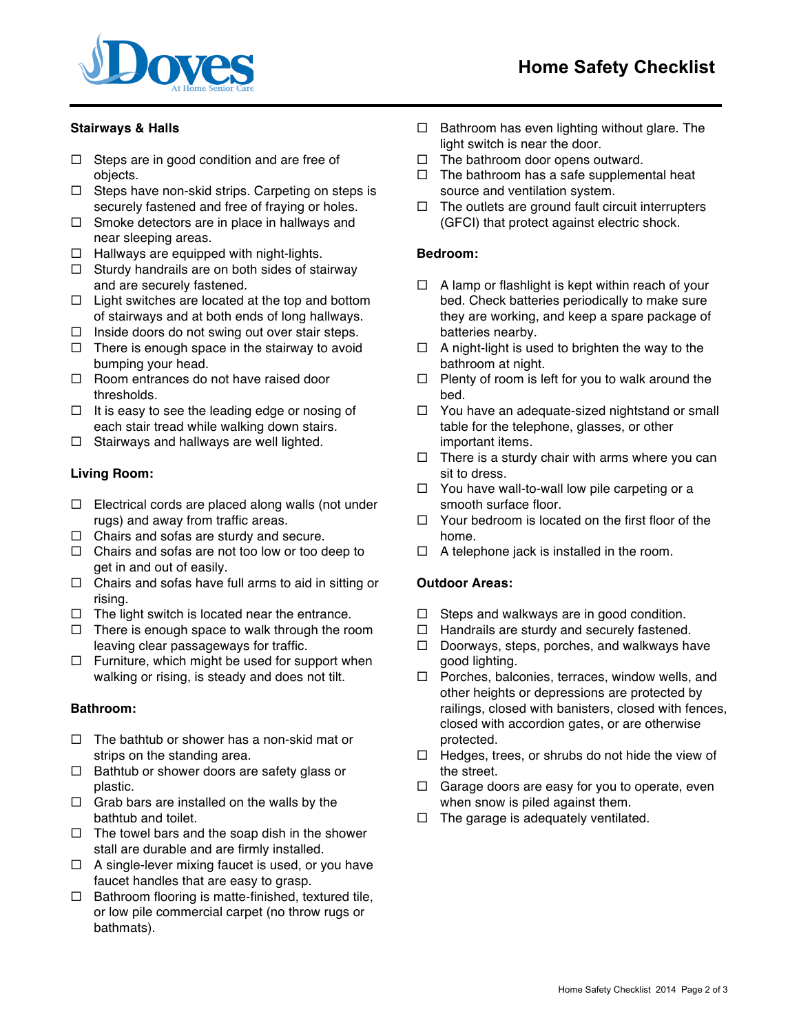# Home Safety Checklist

**Stairways & Halls**

- ☐ Steps are in good condition and are free of objects.
- ☐ Steps have non-skid strips. Carpeting on steps is securely fastened and free of fraying or holes.
- ☐ Smoke detectors are in place in hallways and near sleeping areas.
- ☐ Hallways are equipped with night-lights.
- ☐ Sturdy handrails are on both sides of stairway and are securely fastened.
- ☐ Light switches are located at the top and bottom of stairways and at both ends of long hallways.
- ☐ Inside doors do not swing out over stair steps.
- ☐ There is enough space in the stairway to avoid bumping your head.
- ☐ Room entrances do not have raised door thresholds.
- ☐ It is easy to see the leading edge or nosing of each stair tread while walking down stairs.
- ☐ Stairways and hallways are well lighted.

**Living Room:**

- ☐ Electrical cords are placed along walls (not under rugs) and away from traffic areas.
- ☐ Chairs and sofas are sturdy and secure.
- ☐ Chairs and sofas are not too low or too deep to get in and out of easily.
- ☐ Chairs and sofas have full arms to aid in sitting or rising.
- ☐ The light switch is located near the entrance.
- ☐ There is enough space to walk through the room leaving clear passageways for traffic.
- ☐ Furniture, which might be used for support when walking or rising, is steady and does not tilt.

**Bathroom:**

- ☐ The bathtub or shower has a non-skid mat or strips on the standing area.
- ☐ Bathtub or shower doors are safety glass or plastic.
- ☐ Grab bars are installed on the walls by the bathtub and toilet.
- ☐ The towel bars and the soap dish in the shower stall are durable and are firmly installed.
- ☐ A single-lever mixing faucet is used, or you have faucet handles that are easy to grasp.
- ☐ Bathroom flooring is matte-finished, textured tile, or low pile commercial carpet (no throw rugs or bathmats).
- ☐ Bathroom has even lighting without glare. The light switch is near the door.
- ☐ The bathroom door opens outward.
- ☐ The bathroom has a safe supplemental heat source and ventilation system.
- ☐ The outlets are ground fault circuit interrupters (GFCI) that protect against electric shock.

**Bedroom:**

- ☐ A lamp or flashlight is kept within reach of your bed. Check batteries periodically to make sure they are working, and keep a spare package of batteries nearby.
- ☐ A night-light is used to brighten the way to the bathroom at night.
- ☐ Plenty of room is left for you to walk around the bed.
- ☐ You have an adequate-sized nightstand or small table for the telephone, glasses, or other important items.
- ☐ There is a sturdy chair with arms where you can sit to dress.
- ☐ You have wall-to-wall low pile carpeting or a smooth surface floor.
- ☐ Your bedroom is located on the first floor of the home.
- ☐ A telephone jack is installed in the room.

**Outdoor Areas:**

- ☐ Steps and walkways are in good condition.
- ☐ Handrails are sturdy and securely fastened.
- ☐ Doorways, steps, porches, and walkways have good lighting.
- ☐ Porches, balconies, terraces, window wells, and other heights or depressions are protected by railings, closed with banisters, closed with fences, closed with accordion gates, or are otherwise protected.
- ☐ Hedges, trees, or shrubs do not hide the view of the street.
- ☐ Garage doors are easy for you to operate, even when snow is piled against them.
- ☐ The garage is adequately ventilated.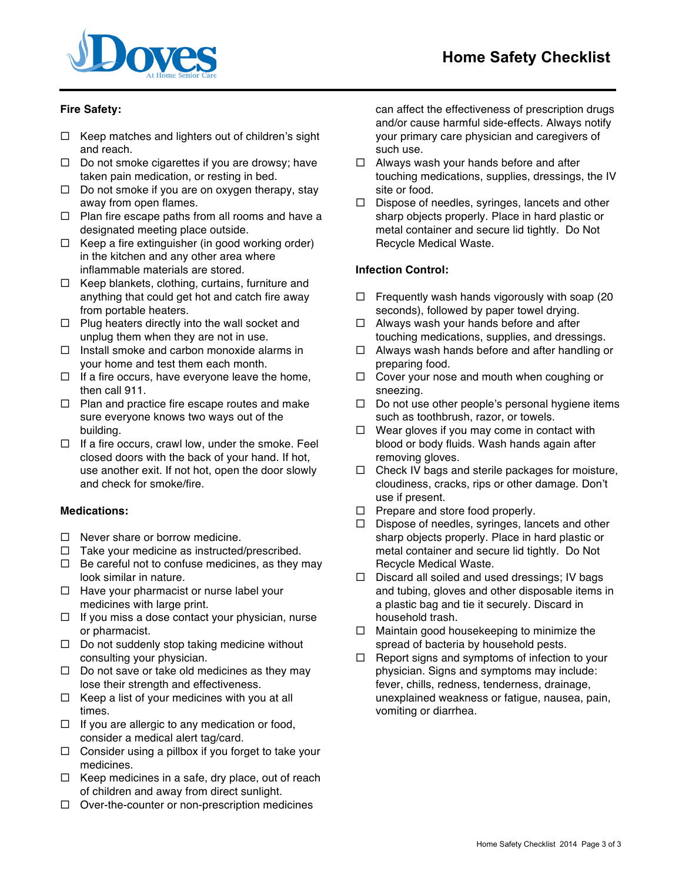# Home Safety Checklist

Doves At Home Senior Care

## Fire Safety:

- ☐ Keep matches and lighters out of children's sight and reach.
- ☐ Do not smoke cigarettes if you are drowsy; have taken pain medication, or resting in bed.
- ☐ Do not smoke if you are on oxygen therapy, stay away from open flames.
- ☐ Plan fire escape paths from all rooms and have a designated meeting place outside.
- ☐ Keep a fire extinguisher (in good working order) in the kitchen and any other area where inflammable materials are stored.
- ☐ Keep blankets, clothing, curtains, furniture and anything that could get hot and catch fire away from portable heaters.
- ☐ Plug heaters directly into the wall socket and unplug them when they are not in use.
- ☐ Install smoke and carbon monoxide alarms in your home and test them each month.
- ☐ If a fire occurs, have everyone leave the home, then call 911.
- ☐ Plan and practice fire escape routes and make sure everyone knows two ways out of the building.
- ☐ If a fire occurs, crawl low, under the smoke. Feel closed doors with the back of your hand. If hot, use another exit. If not hot, open the door slowly and check for smoke/fire.

## Medications:

- ☐ Never share or borrow medicine.
- ☐ Take your medicine as instructed/prescribed.
- ☐ Be careful not to confuse medicines, as they may look similar in nature.
- ☐ Have your pharmacist or nurse label your medicines with large print.
- ☐ If you miss a dose contact your physician, nurse or pharmacist.
- ☐ Do not suddenly stop taking medicine without consulting your physician.
- ☐ Do not save or take old medicines as they may lose their strength and effectiveness.
- ☐ Keep a list of your medicines with you at all times.
- ☐ If you are allergic to any medication or food, consider a medical alert tag/card.
- ☐ Consider using a pillbox if you forget to take your medicines.
- ☐ Keep medicines in a safe, dry place, out of reach of children and away from direct sunlight.
- ☐ Over-the-counter or non-prescription medicines can affect the effectiveness of prescription drugs and/or cause harmful side-effects. Always notify your primary care physician and caregivers of such use.
- ☐ Always wash your hands before and after touching medications, supplies, dressings, the IV site or food.
- ☐ Dispose of needles, syringes, lancets and other sharp objects properly. Place in hard plastic or metal container and secure lid tightly. Do Not Recycle Medical Waste.

## Infection Control:

- ☐ Frequently wash hands vigorously with soap (20 seconds), followed by paper towel drying.
- ☐ Always wash your hands before and after touching medications, supplies, and dressings.
- ☐ Always wash hands before and after handling or preparing food.
- ☐ Cover your nose and mouth when coughing or sneezing.
- ☐ Do not use other people's personal hygiene items such as toothbrush, razor, or towels.
- ☐ Wear gloves if you may come in contact with blood or body fluids. Wash hands again after removing gloves.
- ☐ Check IV bags and sterile packages for moisture, cloudiness, cracks, rips or other damage. Don't use if present.
- ☐ Prepare and store food properly.
- ☐ Dispose of needles, syringes, lancets and other sharp objects properly. Place in hard plastic or metal container and secure lid tightly. Do Not Recycle Medical Waste.
- ☐ Discard all soiled and used dressings; IV bags and tubing, gloves and other disposable items in a plastic bag and tie it securely. Discard in household trash.
- ☐ Maintain good housekeeping to minimize the spread of bacteria by household pests.
- ☐ Report signs and symptoms of infection to your physician. Signs and symptoms may include: fever, chills, redness, tenderness, drainage, unexplained weakness or fatigue, nausea, pain, vomiting or diarrhea.